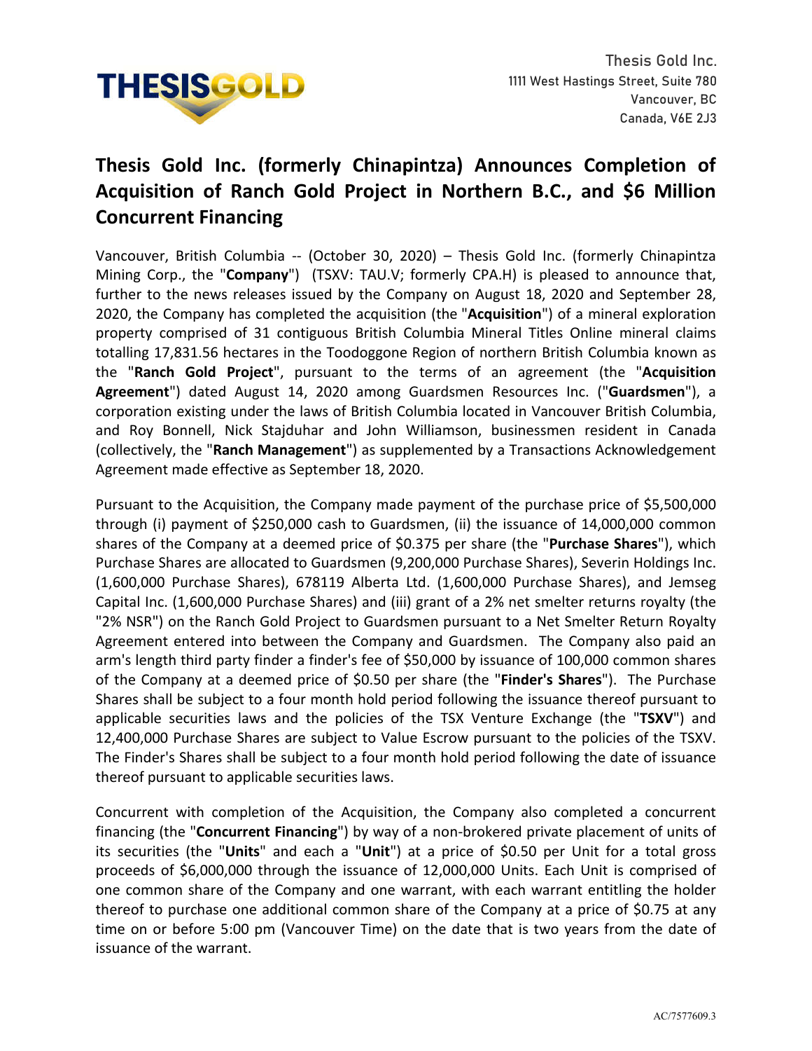Thesis Gold Inc.
1111 West Hastings Street, Suite 780
Vancouver, BC
Canada, V6E 2J3

# Thesis Gold Inc. (formerly Chinapintza) Announces Completion of Acquisition of Ranch Gold Project in Northern B.C., and $6 Million Concurrent Financing

Vancouver, British Columbia -- (October 30, 2020) – Thesis Gold Inc. (formerly Chinapintza Mining Corp., the "**Company**") (TSXV: TAU.V; formerly CPA.H) is pleased to announce that, further to the news releases issued by the Company on August 18, 2020 and September 28, 2020, the Company has completed the acquisition (the "**Acquisition**") of a mineral exploration property comprised of 31 contiguous British Columbia Mineral Titles Online mineral claims totalling 17,831.56 hectares in the Toodoggone Region of northern British Columbia known as the "**Ranch Gold Project**", pursuant to the terms of an agreement (the "**Acquisition Agreement**") dated August 14, 2020 among Guardsmen Resources Inc. ("**Guardsmen**"), a corporation existing under the laws of British Columbia located in Vancouver British Columbia, and Roy Bonnell, Nick Stajduhar and John Williamson, businessmen resident in Canada (collectively, the "**Ranch Management**") as supplemented by a Transactions Acknowledgement Agreement made effective as September 18, 2020.

Pursuant to the Acquisition, the Company made payment of the purchase price of $5,500,000 through (i) payment of $250,000 cash to Guardsmen, (ii) the issuance of 14,000,000 common shares of the Company at a deemed price of $0.375 per share (the "**Purchase Shares**"), which Purchase Shares are allocated to Guardsmen (9,200,000 Purchase Shares), Severin Holdings Inc. (1,600,000 Purchase Shares), 678119 Alberta Ltd. (1,600,000 Purchase Shares), and Jemseg Capital Inc. (1,600,000 Purchase Shares) and (iii) grant of a 2% net smelter returns royalty (the "2% NSR") on the Ranch Gold Project to Guardsmen pursuant to a Net Smelter Return Royalty Agreement entered into between the Company and Guardsmen. The Company also paid an arm's length third party finder a finder's fee of $50,000 by issuance of 100,000 common shares of the Company at a deemed price of $0.50 per share (the "**Finder's Shares**"). The Purchase Shares shall be subject to a four month hold period following the issuance thereof pursuant to applicable securities laws and the policies of the TSX Venture Exchange (the "**TSXV**") and 12,400,000 Purchase Shares are subject to Value Escrow pursuant to the policies of the TSXV. The Finder's Shares shall be subject to a four month hold period following the date of issuance thereof pursuant to applicable securities laws.

Concurrent with completion of the Acquisition, the Company also completed a concurrent financing (the "**Concurrent Financing**") by way of a non-brokered private placement of units of its securities (the "**Units**" and each a "**Unit**") at a price of $0.50 per Unit for a total gross proceeds of $6,000,000 through the issuance of 12,000,000 Units. Each Unit is comprised of one common share of the Company and one warrant, with each warrant entitling the holder thereof to purchase one additional common share of the Company at a price of $0.75 at any time on or before 5:00 pm (Vancouver Time) on the date that is two years from the date of issuance of the warrant.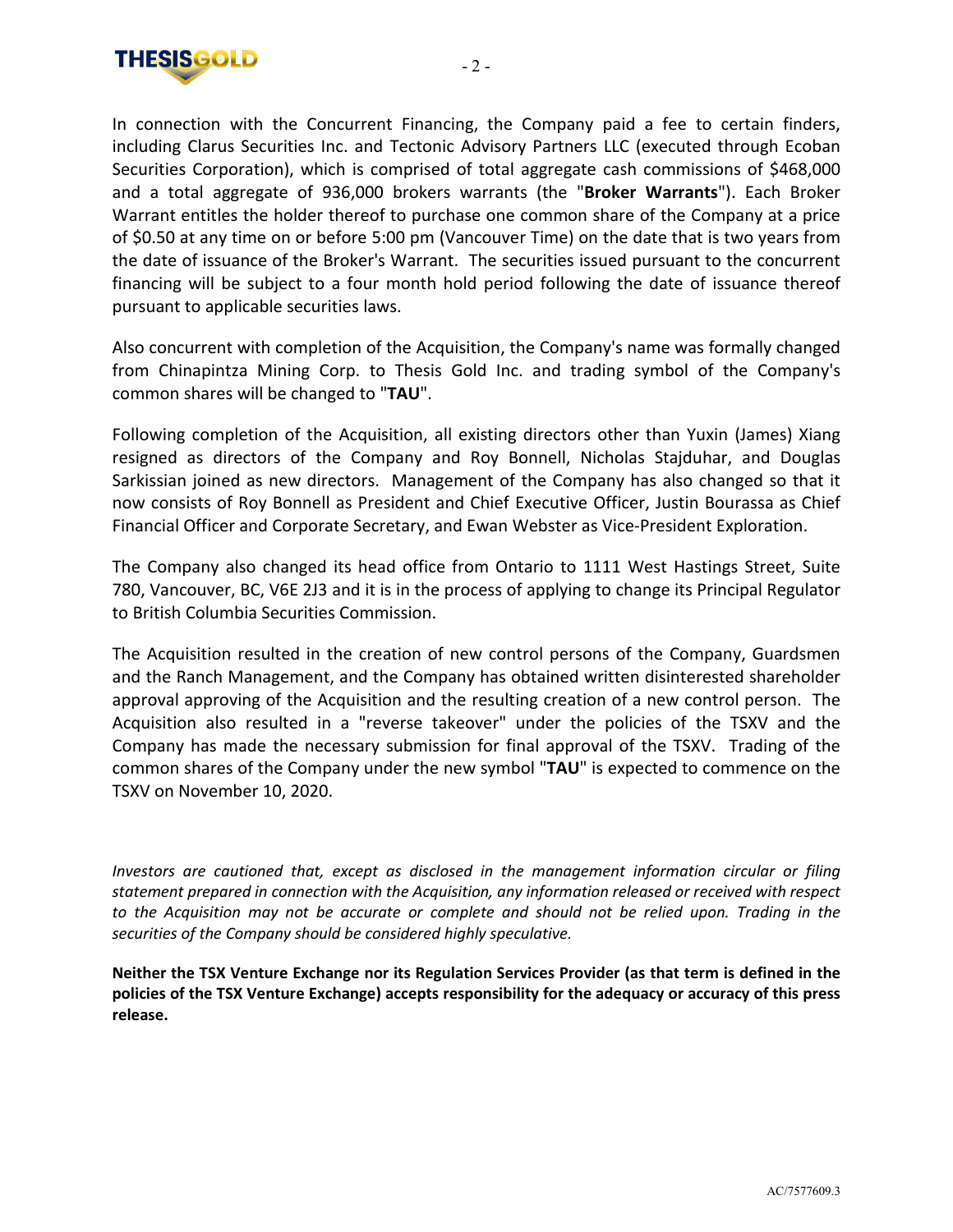In connection with the Concurrent Financing, the Company paid a fee to certain finders, including Clarus Securities Inc. and Tectonic Advisory Partners LLC (executed through Ecoban Securities Corporation), which is comprised of total aggregate cash commissions of $468,000 and a total aggregate of 936,000 brokers warrants (the "**Broker Warrants**"). Each Broker Warrant entitles the holder thereof to purchase one common share of the Company at a price of $0.50 at any time on or before 5:00 pm (Vancouver Time) on the date that is two years from the date of issuance of the Broker's Warrant. The securities issued pursuant to the concurrent financing will be subject to a four month hold period following the date of issuance thereof pursuant to applicable securities laws.

Also concurrent with completion of the Acquisition, the Company's name was formally changed from Chinapintza Mining Corp. to Thesis Gold Inc. and trading symbol of the Company's common shares will be changed to "**TAU**".

Following completion of the Acquisition, all existing directors other than Yuxin (James) Xiang resigned as directors of the Company and Roy Bonnell, Nicholas Stajduhar, and Douglas Sarkissian joined as new directors. Management of the Company has also changed so that it now consists of Roy Bonnell as President and Chief Executive Officer, Justin Bourassa as Chief Financial Officer and Corporate Secretary, and Ewan Webster as Vice-President Exploration.

The Company also changed its head office from Ontario to 1111 West Hastings Street, Suite 780, Vancouver, BC, V6E 2J3 and it is in the process of applying to change its Principal Regulator to British Columbia Securities Commission.

The Acquisition resulted in the creation of new control persons of the Company, Guardsmen and the Ranch Management, and the Company has obtained written disinterested shareholder approval approving of the Acquisition and the resulting creation of a new control person. The Acquisition also resulted in a "reverse takeover" under the policies of the TSXV and the Company has made the necessary submission for final approval of the TSXV. Trading of the common shares of the Company under the new symbol "**TAU**" is expected to commence on the TSXV on November 10, 2020.

*Investors are cautioned that, except as disclosed in the management information circular or filing statement prepared in connection with the Acquisition, any information released or received with respect to the Acquisition may not be accurate or complete and should not be relied upon. Trading in the securities of the Company should be considered highly speculative.*

**Neither the TSX Venture Exchange nor its Regulation Services Provider (as that term is defined in the policies of the TSX Venture Exchange) accepts responsibility for the adequacy or accuracy of this press release.**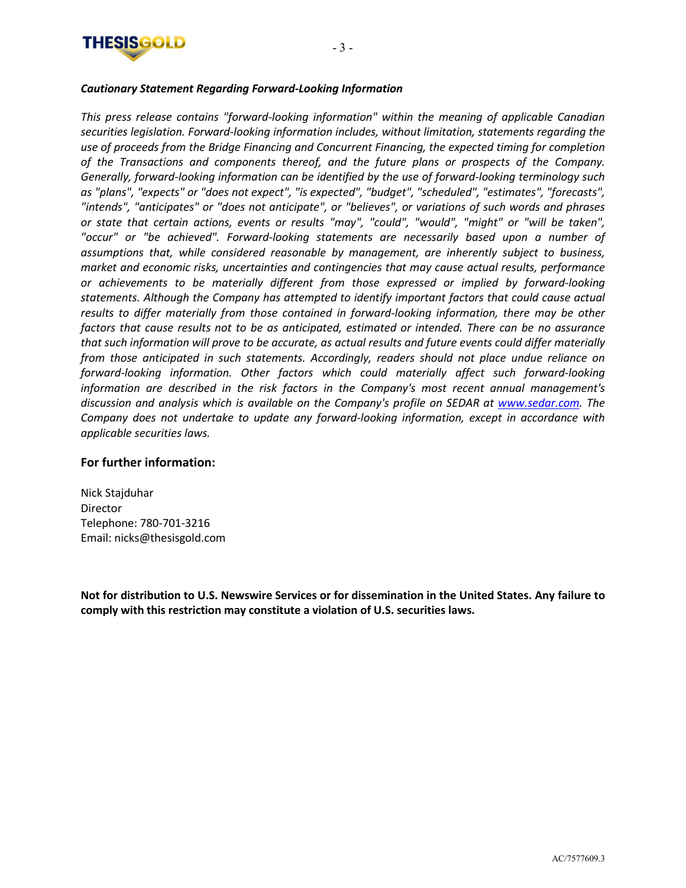***Cautionary Statement Regarding Forward-Looking Information***

*This press release contains "forward-looking information" within the meaning of applicable Canadian securities legislation. Forward-looking information includes, without limitation, statements regarding the use of proceeds from the Bridge Financing and Concurrent Financing, the expected timing for completion of the Transactions and components thereof, and the future plans or prospects of the Company. Generally, forward-looking information can be identified by the use of forward-looking terminology such as "plans", "expects" or "does not expect", "is expected", "budget", "scheduled", "estimates", "forecasts", "intends", "anticipates" or "does not anticipate", or "believes", or variations of such words and phrases or state that certain actions, events or results "may", "could", "would", "might" or "will be taken", "occur" or "be achieved". Forward-looking statements are necessarily based upon a number of assumptions that, while considered reasonable by management, are inherently subject to business, market and economic risks, uncertainties and contingencies that may cause actual results, performance or achievements to be materially different from those expressed or implied by forward-looking statements. Although the Company has attempted to identify important factors that could cause actual results to differ materially from those contained in forward-looking information, there may be other factors that cause results not to be as anticipated, estimated or intended. There can be no assurance that such information will prove to be accurate, as actual results and future events could differ materially from those anticipated in such statements. Accordingly, readers should not place undue reliance on forward-looking information. Other factors which could materially affect such forward-looking information are described in the risk factors in the Company's most recent annual management's discussion and analysis which is available on the Company's profile on SEDAR at www.sedar.com. The Company does not undertake to update any forward-looking information, except in accordance with applicable securities laws.*

**For further information:**

Nick Stajduhar
Director
Telephone: 780-701-3216
Email: nicks@thesisgold.com

**Not for distribution to U.S. Newswire Services or for dissemination in the United States. Any failure to comply with this restriction may constitute a violation of U.S. securities laws.**

AC/7577609.3